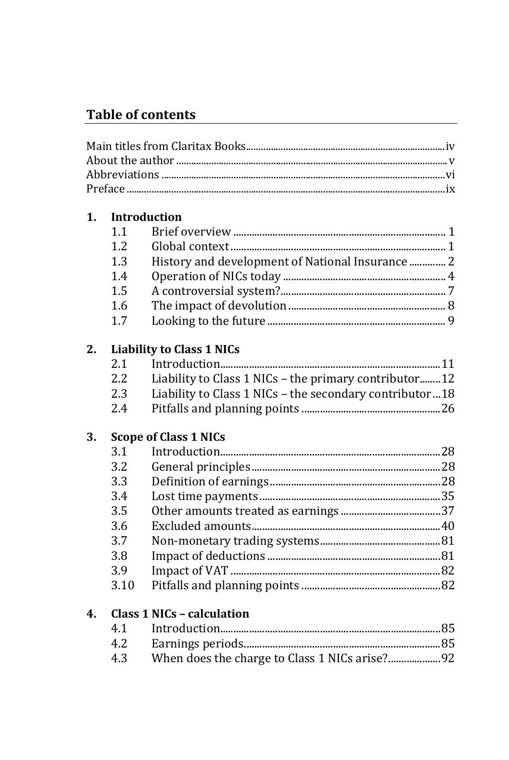## Table of contents

Main titles from Claritax Books ........ iv
About the author ........ v
Abbreviations ........ vi
Preface ........ ix

**1. Introduction**

- 1.1 Brief overview ........ 1
- 1.2 Global context ........ 1
- 1.3 History and development of National Insurance ........ 2
- 1.4 Operation of NICs today ........ 4
- 1.5 A controversial system? ........ 7
- 1.6 The impact of devolution ........ 8
- 1.7 Looking to the future ........ 9

**2. Liability to Class 1 NICs**

- 2.1 Introduction ........ 11
- 2.2 Liability to Class 1 NICs – the primary contributor ........ 12
- 2.3 Liability to Class 1 NICs – the secondary contributor ........ 18
- 2.4 Pitfalls and planning points ........ 26

**3. Scope of Class 1 NICs**

- 3.1 Introduction ........ 28
- 3.2 General principles ........ 28
- 3.3 Definition of earnings ........ 28
- 3.4 Lost time payments ........ 35
- 3.5 Other amounts treated as earnings ........ 37
- 3.6 Excluded amounts ........ 40
- 3.7 Non-monetary trading systems ........ 81
- 3.8 Impact of deductions ........ 81
- 3.9 Impact of VAT ........ 82
- 3.10 Pitfalls and planning points ........ 82

**4. Class 1 NICs – calculation**

- 4.1 Introduction ........ 85
- 4.2 Earnings periods ........ 85
- 4.3 When does the charge to Class 1 NICs arise? ........ 92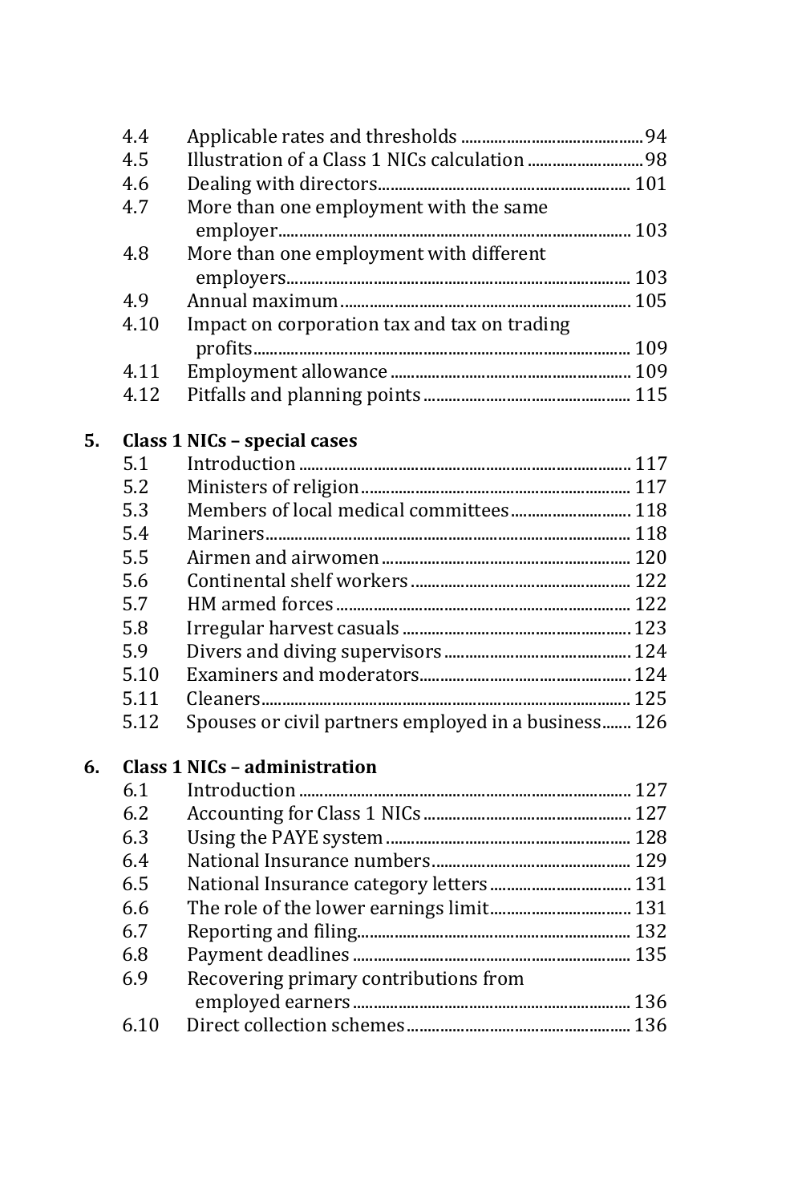| | | |
|---|---|---|
| 4.4 | Applicable rates and thresholds | 94 |
| 4.5 | Illustration of a Class 1 NICs calculation | 98 |
| 4.6 | Dealing with directors | 101 |
| 4.7 | More than one employment with the same employer | 103 |
| 4.8 | More than one employment with different employers | 103 |
| 4.9 | Annual maximum | 105 |
| 4.10 | Impact on corporation tax and tax on trading profits | 109 |
| 4.11 | Employment allowance | 109 |
| 4.12 | Pitfalls and planning points | 115 |

**5. Class 1 NICs – special cases**

| | | |
|---|---|---|
| 5.1 | Introduction | 117 |
| 5.2 | Ministers of religion | 117 |
| 5.3 | Members of local medical committees | 118 |
| 5.4 | Mariners | 118 |
| 5.5 | Airmen and airwomen | 120 |
| 5.6 | Continental shelf workers | 122 |
| 5.7 | HM armed forces | 122 |
| 5.8 | Irregular harvest casuals | 123 |
| 5.9 | Divers and diving supervisors | 124 |
| 5.10 | Examiners and moderators | 124 |
| 5.11 | Cleaners | 125 |
| 5.12 | Spouses or civil partners employed in a business | 126 |

**6. Class 1 NICs – administration**

| | | |
|---|---|---|
| 6.1 | Introduction | 127 |
| 6.2 | Accounting for Class 1 NICs | 127 |
| 6.3 | Using the PAYE system | 128 |
| 6.4 | National Insurance numbers | 129 |
| 6.5 | National Insurance category letters | 131 |
| 6.6 | The role of the lower earnings limit | 131 |
| 6.7 | Reporting and filing | 132 |
| 6.8 | Payment deadlines | 135 |
| 6.9 | Recovering primary contributions from employed earners | 136 |
| 6.10 | Direct collection schemes | 136 |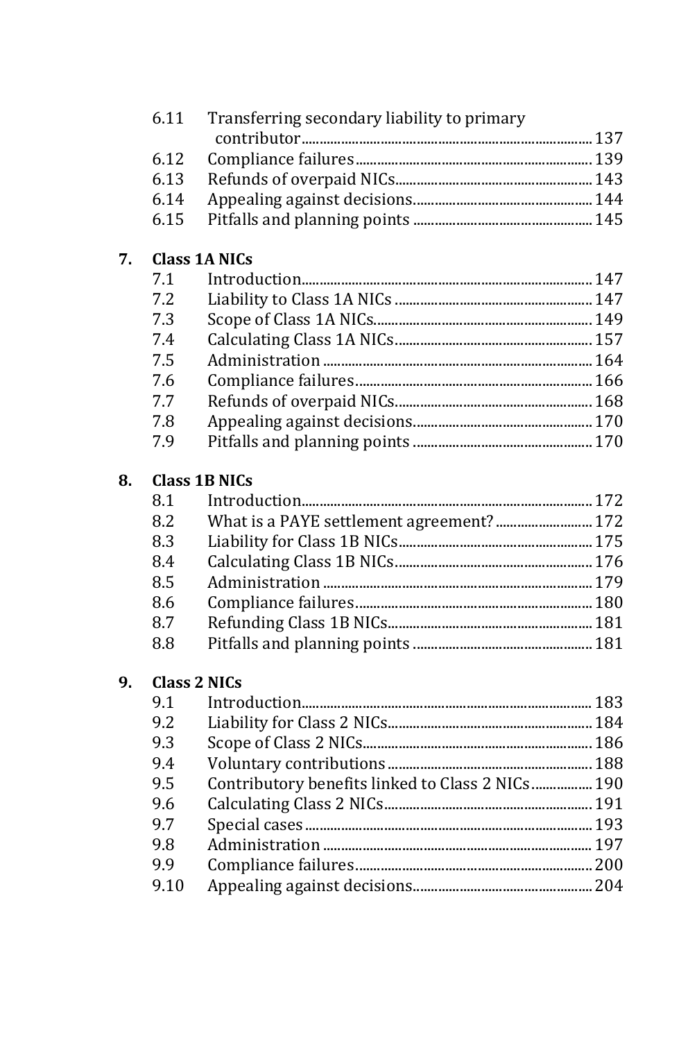| | | |
|---|---|---|
| 6.11 | Transferring secondary liability to primary contributor | 137 |
| 6.12 | Compliance failures | 139 |
| 6.13 | Refunds of overpaid NICs | 143 |
| 6.14 | Appealing against decisions | 144 |
| 6.15 | Pitfalls and planning points | 145 |

**7. Class 1A NICs**

| | | |
|---|---|---|
| 7.1 | Introduction | 147 |
| 7.2 | Liability to Class 1A NICs | 147 |
| 7.3 | Scope of Class 1A NICs | 149 |
| 7.4 | Calculating Class 1A NICs | 157 |
| 7.5 | Administration | 164 |
| 7.6 | Compliance failures | 166 |
| 7.7 | Refunds of overpaid NICs | 168 |
| 7.8 | Appealing against decisions | 170 |
| 7.9 | Pitfalls and planning points | 170 |

**8. Class 1B NICs**

| | | |
|---|---|---|
| 8.1 | Introduction | 172 |
| 8.2 | What is a PAYE settlement agreement? | 172 |
| 8.3 | Liability for Class 1B NICs | 175 |
| 8.4 | Calculating Class 1B NICs | 176 |
| 8.5 | Administration | 179 |
| 8.6 | Compliance failures | 180 |
| 8.7 | Refunding Class 1B NICs | 181 |
| 8.8 | Pitfalls and planning points | 181 |

**9. Class 2 NICs**

| | | |
|---|---|---|
| 9.1 | Introduction | 183 |
| 9.2 | Liability for Class 2 NICs | 184 |
| 9.3 | Scope of Class 2 NICs | 186 |
| 9.4 | Voluntary contributions | 188 |
| 9.5 | Contributory benefits linked to Class 2 NICs | 190 |
| 9.6 | Calculating Class 2 NICs | 191 |
| 9.7 | Special cases | 193 |
| 9.8 | Administration | 197 |
| 9.9 | Compliance failures | 200 |
| 9.10 | Appealing against decisions | 204 |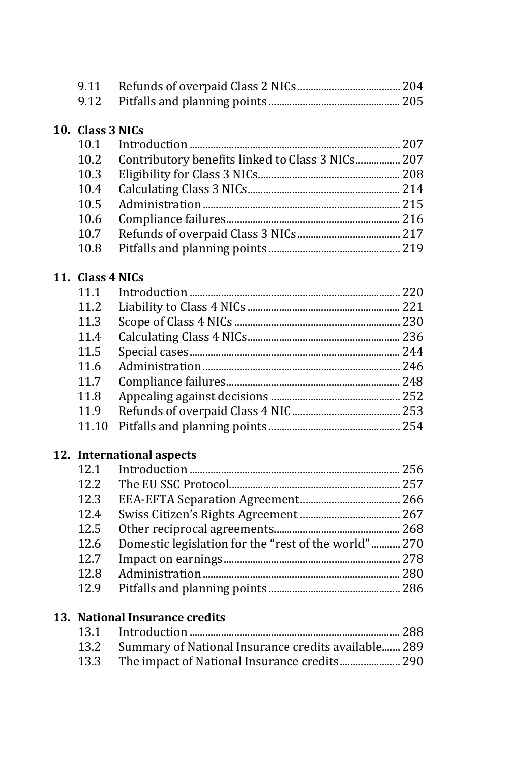9.11 Refunds of overpaid Class 2 NICs ........ 204
9.12 Pitfalls and planning points ........ 205

**10. Class 3 NICs**

10.1 Introduction ........ 207
10.2 Contributory benefits linked to Class 3 NICs ........ 207
10.3 Eligibility for Class 3 NICs ........ 208
10.4 Calculating Class 3 NICs ........ 214
10.5 Administration ........ 215
10.6 Compliance failures ........ 216
10.7 Refunds of overpaid Class 3 NICs ........ 217
10.8 Pitfalls and planning points ........ 219

**11. Class 4 NICs**

11.1 Introduction ........ 220
11.2 Liability to Class 4 NICs ........ 221
11.3 Scope of Class 4 NICs ........ 230
11.4 Calculating Class 4 NICs ........ 236
11.5 Special cases ........ 244
11.6 Administration ........ 246
11.7 Compliance failures ........ 248
11.8 Appealing against decisions ........ 252
11.9 Refunds of overpaid Class 4 NIC ........ 253
11.10 Pitfalls and planning points ........ 254

**12. International aspects**

12.1 Introduction ........ 256
12.2 The EU SSC Protocol ........ 257
12.3 EEA-EFTA Separation Agreement ........ 266
12.4 Swiss Citizen's Rights Agreement ........ 267
12.5 Other reciprocal agreements ........ 268
12.6 Domestic legislation for the "rest of the world" ........ 270
12.7 Impact on earnings ........ 278
12.8 Administration ........ 280
12.9 Pitfalls and planning points ........ 286

**13. National Insurance credits**

13.1 Introduction ........ 288
13.2 Summary of National Insurance credits available ........ 289
13.3 The impact of National Insurance credits ........ 290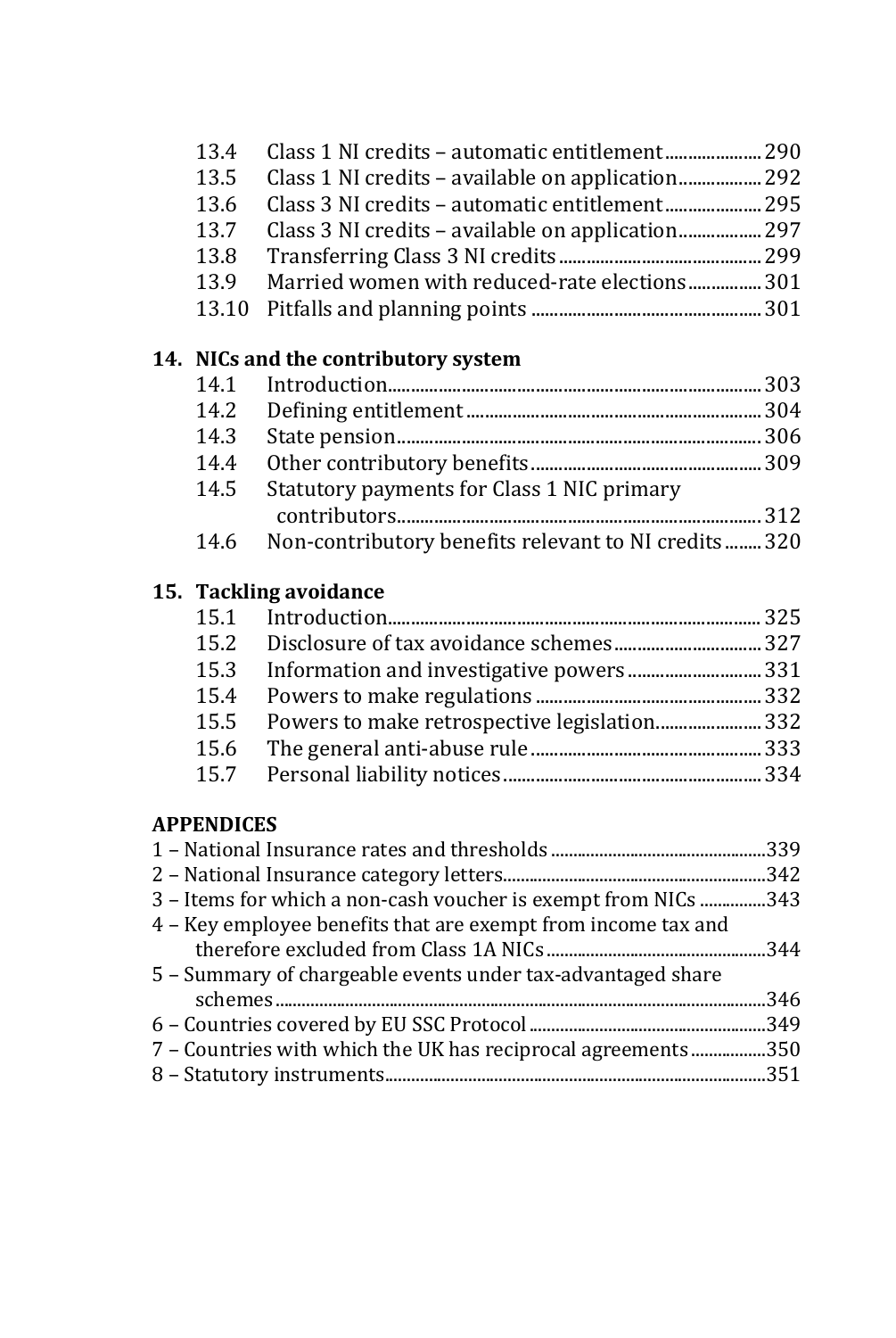13.4 Class 1 NI credits – automatic entitlement ..... 290
13.5 Class 1 NI credits – available on application ..... 292
13.6 Class 3 NI credits – automatic entitlement ..... 295
13.7 Class 3 NI credits – available on application ..... 297
13.8 Transferring Class 3 NI credits ..... 299
13.9 Married women with reduced-rate elections ..... 301
13.10 Pitfalls and planning points ..... 301

**14. NICs and the contributory system**

14.1 Introduction ..... 303
14.2 Defining entitlement ..... 304
14.3 State pension ..... 306
14.4 Other contributory benefits ..... 309
14.5 Statutory payments for Class 1 NIC primary contributors ..... 312
14.6 Non-contributory benefits relevant to NI credits ..... 320

**15. Tackling avoidance**

15.1 Introduction ..... 325
15.2 Disclosure of tax avoidance schemes ..... 327
15.3 Information and investigative powers ..... 331
15.4 Powers to make regulations ..... 332
15.5 Powers to make retrospective legislation ..... 332
15.6 The general anti-abuse rule ..... 333
15.7 Personal liability notices ..... 334

**APPENDICES**

1 – National Insurance rates and thresholds ..... 339
2 – National Insurance category letters ..... 342
3 – Items for which a non-cash voucher is exempt from NICs ..... 343
4 – Key employee benefits that are exempt from income tax and therefore excluded from Class 1A NICs ..... 344
5 – Summary of chargeable events under tax-advantaged share schemes ..... 346
6 – Countries covered by EU SSC Protocol ..... 349
7 – Countries with which the UK has reciprocal agreements ..... 350
8 – Statutory instruments ..... 351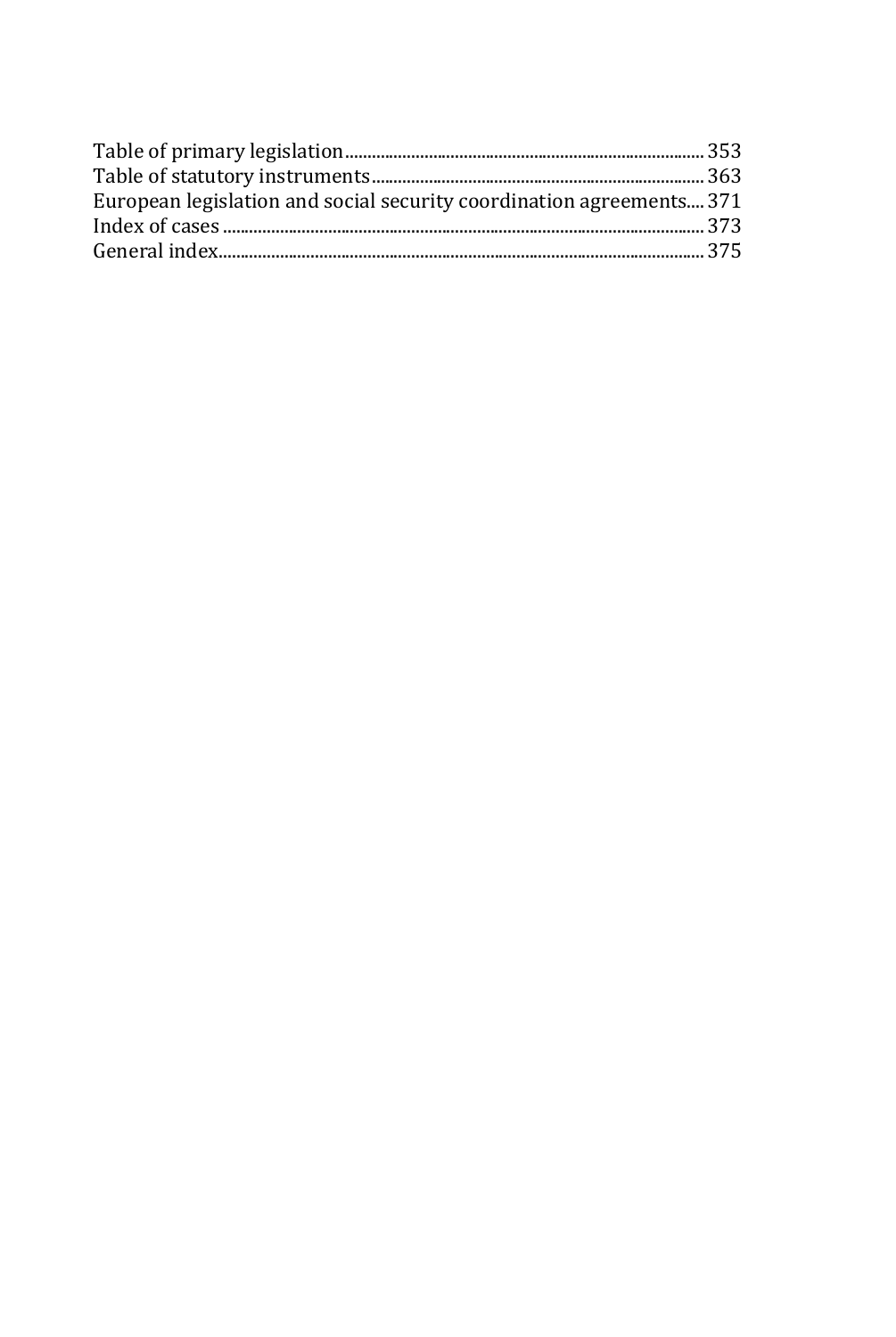Table of primary legislation ........................................................................ 353
Table of statutory instruments ..................................................................... 363
European legislation and social security coordination agreements .... 371
Index of cases ................................................................................................ 373
General index ................................................................................................ 375